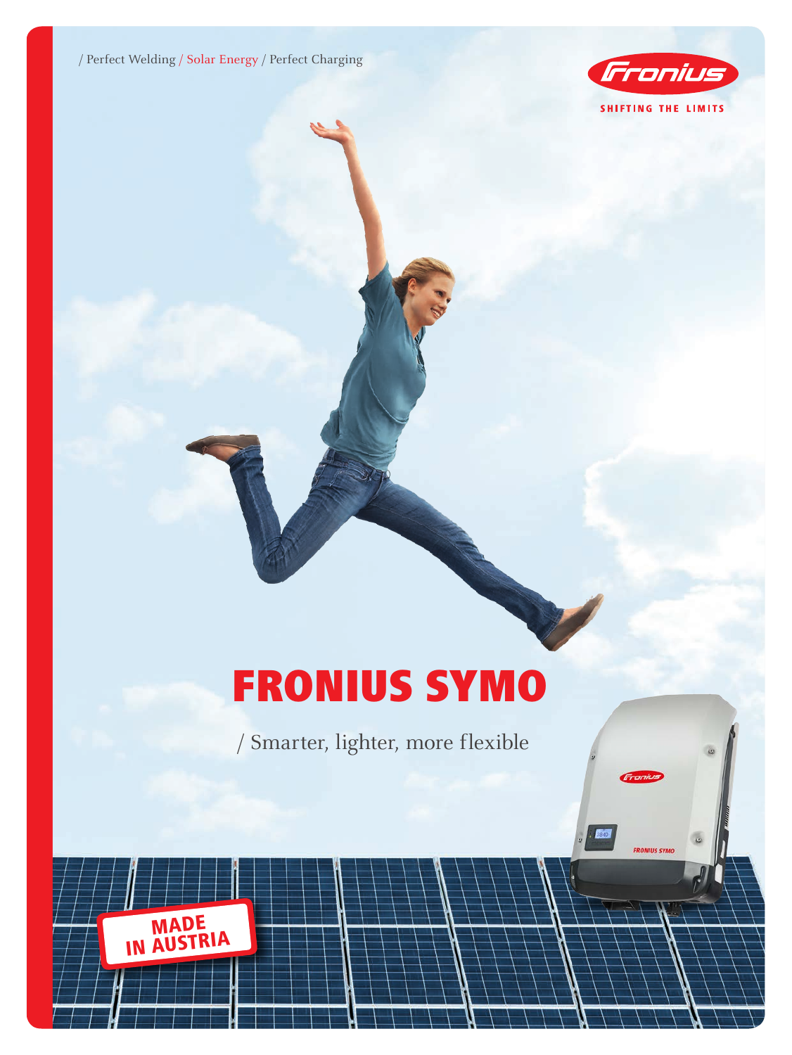/ Perfect Welding / Solar Energy / Perfect Charging

SHIFTING THE LIMITS

# FRONIUS SYMO

/ Smarter, lighter, more flexible

MADE IN AUSTRIA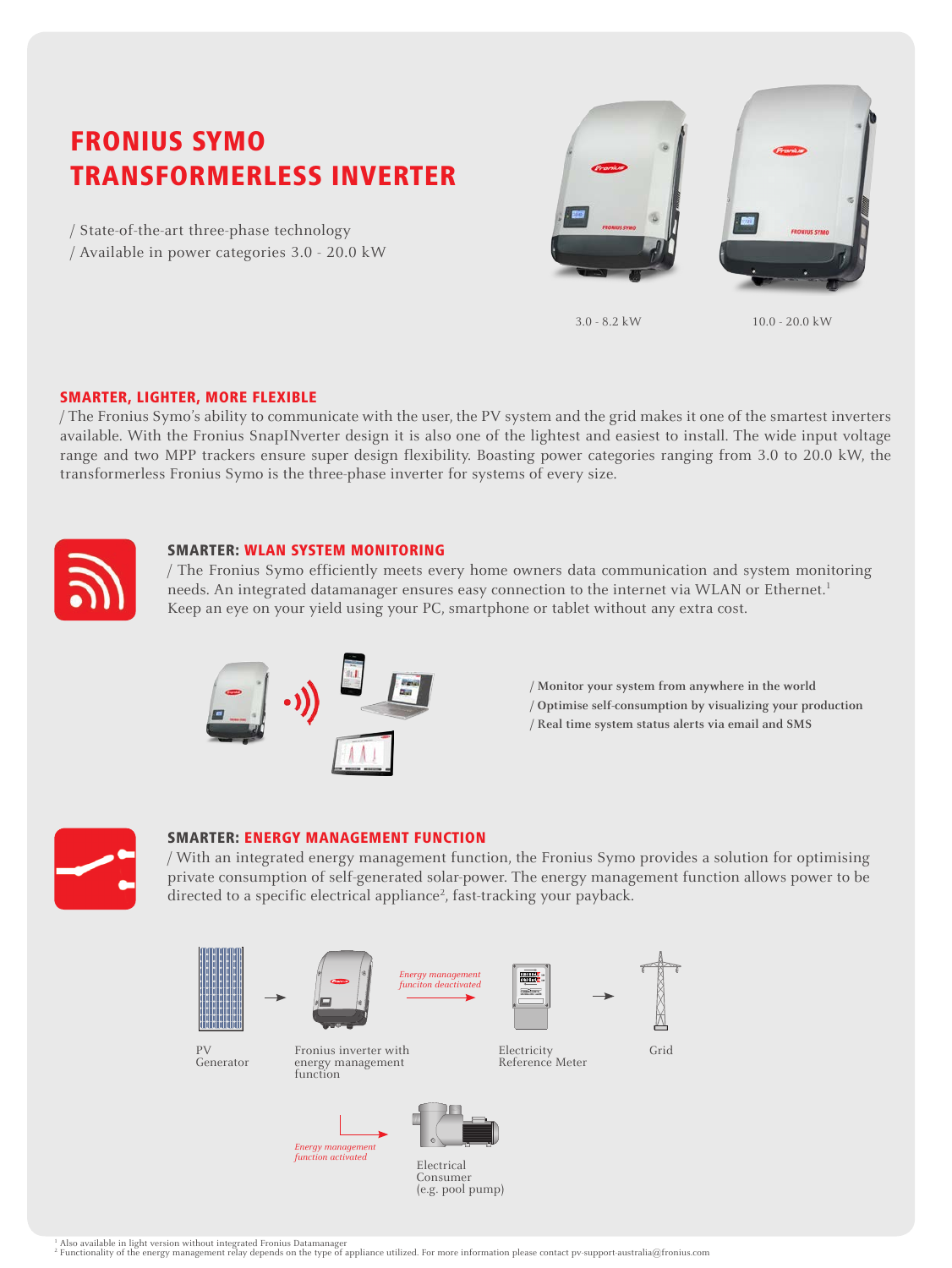# FRONIUS SYMO
# TRANSFORMERLESS INVERTER

/ State-of-the-art three-phase technology
/ Available in power categories 3.0 - 20.0 kW

3.0 - 8.2 kW

10.0 - 20.0 kW

## SMARTER, LIGHTER, MORE FLEXIBLE

/ The Fronius Symo's ability to communicate with the user, the PV system and the grid makes it one of the smartest inverters available. With the Fronius SnapINverter design it is also one of the lightest and easiest to install. The wide input voltage range and two MPP trackers ensure super design flexibility. Boasting power categories ranging from 3.0 to 20.0 kW, the transformerless Fronius Symo is the three-phase inverter for systems of every size.

## SMARTER: WLAN SYSTEM MONITORING

/ The Fronius Symo efficiently meets every home owners data communication and system monitoring needs. An integrated datamanager ensures easy connection to the internet via WLAN or Ethernet.[1]
Keep an eye on your yield using your PC, smartphone or tablet without any extra cost.

**/ Monitor your system from anywhere in the world**
**/ Optimise self-consumption by visualizing your production**
**/ Real time system status alerts via email and SMS**

## SMARTER: ENERGY MANAGEMENT FUNCTION

/ With an integrated energy management function, the Fronius Symo provides a solution for optimising private consumption of self-generated solar-power. The energy management function allows power to be directed to a specific electrical appliance[2], fast-tracking your payback.

PV Generator → Fronius inverter with energy management function → *Energy management funciton deactivated* → Electricity Reference Meter → Grid

*Energy management function activated* → Electrical Consumer (e.g. pool pump)

[1] Also available in light version without integrated Fronius Datamanager
[2] Functionality of the energy management relay depends on the type of appliance utilized. For more information please contact pv-support-australia@fronius.com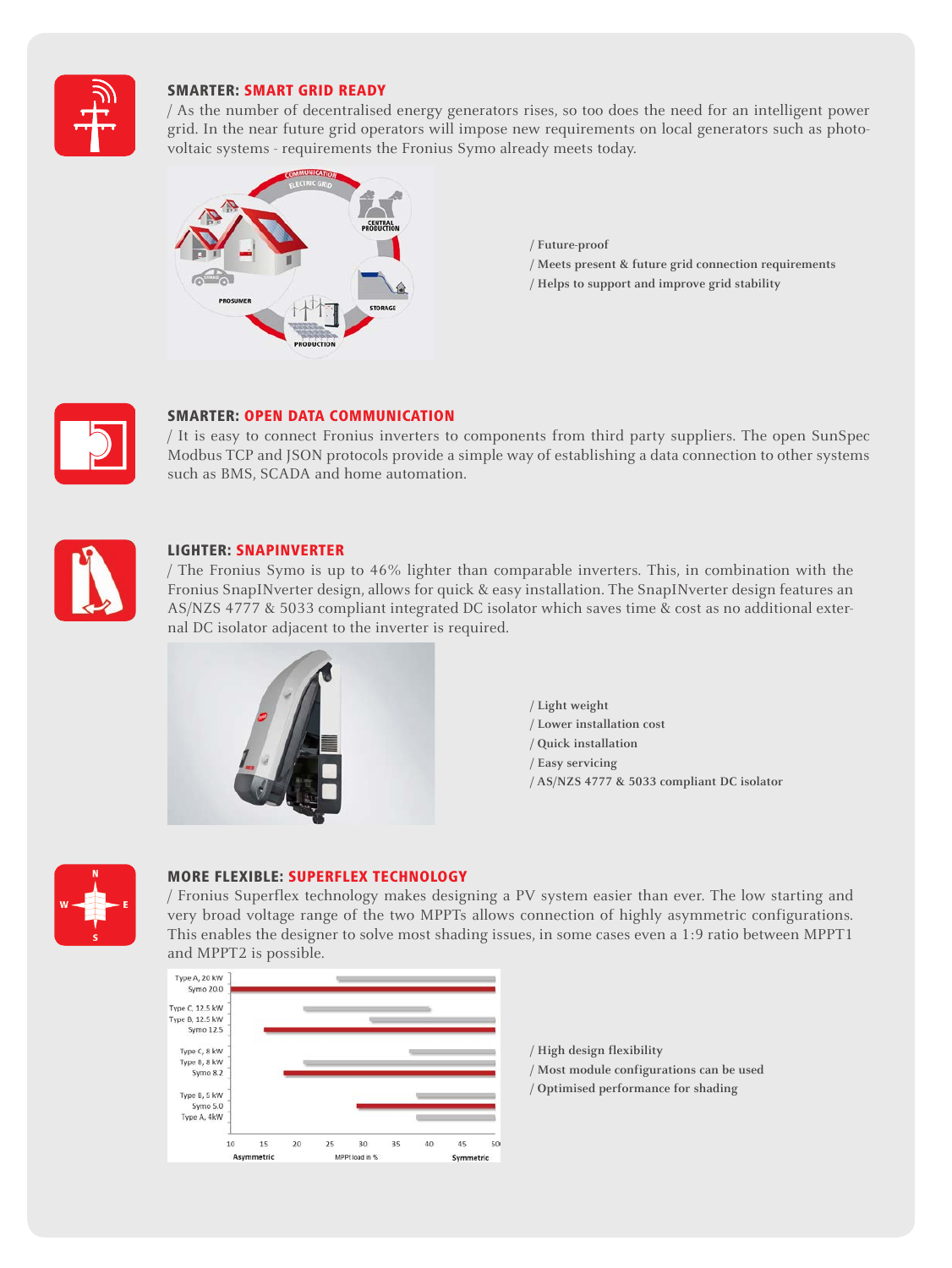## SMARTER: SMART GRID READY

/ As the number of decentralised energy generators rises, so too does the need for an intelligent power grid. In the near future grid operators will impose new requirements on local generators such as photovoltaic systems - requirements the Fronius Symo already meets today.

/ Future-proof
/ Meets present & future grid connection requirements
/ Helps to support and improve grid stability

## SMARTER: OPEN DATA COMMUNICATION

/ It is easy to connect Fronius inverters to components from third party suppliers. The open SunSpec Modbus TCP and JSON protocols provide a simple way of establishing a data connection to other systems such as BMS, SCADA and home automation.

## LIGHTER: SNAPINVERTER

/ The Fronius Symo is up to 46% lighter than comparable inverters. This, in combination with the Fronius SnapINverter design, allows for quick & easy installation. The SnapINverter design features an AS/NZS 4777 & 5033 compliant integrated DC isolator which saves time & cost as no additional external DC isolator adjacent to the inverter is required.

/ Light weight
/ Lower installation cost
/ Quick installation
/ Easy servicing
/ AS/NZS 4777 & 5033 compliant DC isolator

## MORE FLEXIBLE: SUPERFLEX TECHNOLOGY

/ Fronius Superflex technology makes designing a PV system easier than ever. The low starting and very broad voltage range of the two MPPTs allows connection of highly asymmetric configurations. This enables the designer to solve most shading issues, in some cases even a 1:9 ratio between MPPT1 and MPPT2 is possible.

/ High design flexibility
/ Most module configurations can be used
/ Optimised performance for shading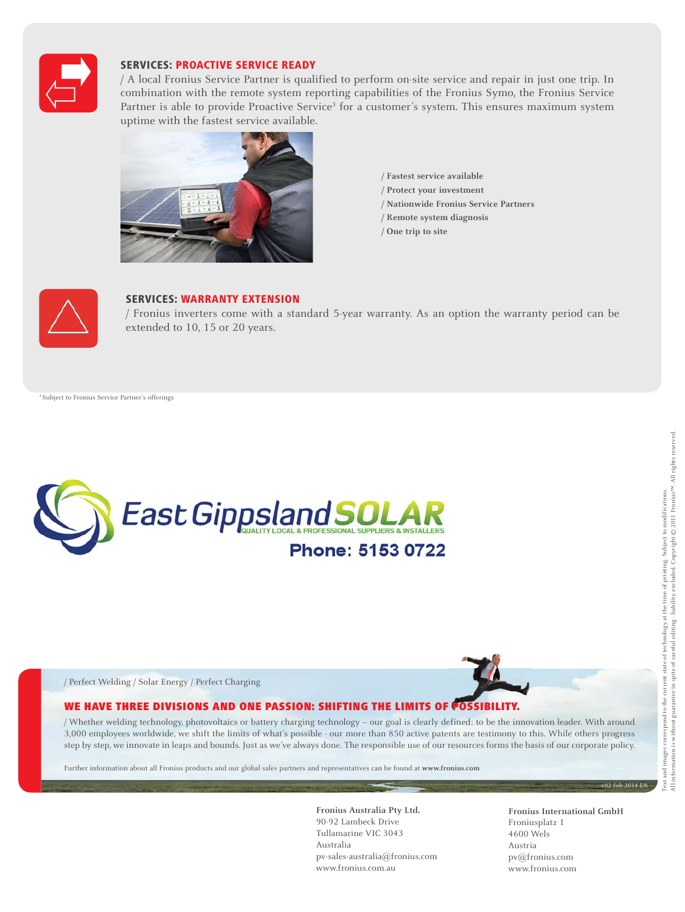## SERVICES: PROACTIVE SERVICE READY

/ A local Fronius Service Partner is qualified to perform on-site service and repair in just one trip. In combination with the remote system reporting capabilities of the Fronius Symo, the Fronius Service Partner is able to provide Proactive Service[3] for a customer's system. This ensures maximum system uptime with the fastest service available.

/ **Fastest service available**
/ **Protect your investment**
/ **Nationwide Fronius Service Partners**
/ **Remote system diagnosis**
/ **One trip to site**

## SERVICES: WARRANTY EXTENSION

/ Fronius inverters come with a standard 5-year warranty. As an option the warranty period can be extended to 10, 15 or 20 years.

[3] Subject to Fronius Service Partner's offerings

East Gippsland SOLAR
QUALITY LOCAL & PROFESSIONAL SUPPLIERS & INSTALLERS
Phone: 5153 0722

/ Perfect Welding / Solar Energy / Perfect Charging

## WE HAVE THREE DIVISIONS AND ONE PASSION: SHIFTING THE LIMITS OF POSSIBILITY.

/ Whether welding technology, photovoltaics or battery charging technology – our goal is clearly defined: to be the innovation leader. With around 3,000 employees worldwide, we shift the limits of what's possible - our more than 850 active patents are testimony to this. While others progress step by step, we innovate in leaps and bounds. Just as we've always done. The responsible use of our resources forms the basis of our corporate policy.

Further information about all Fronius products and our global sales partners and representatives can be found at **www.fronius.com**

v02 Feb 2014 EN

**Fronius Australia Pty Ltd.**
90-92 Lambeck Drive
Tullamarine VIC 3043
Australia
pv-sales-australia@fronius.com
www.fronius.com.au

**Fronius International GmbH**
Froniusplatz 1
4600 Wels
Austria
pv@fronius.com
www.fronius.com

Text and images correspond to the current state of technology at the time of printing. Subject to modifications.
All information is without guarantee in spite of careful editing - liability excluded. Copyright © 2011 Fronius™. All rights reserved.